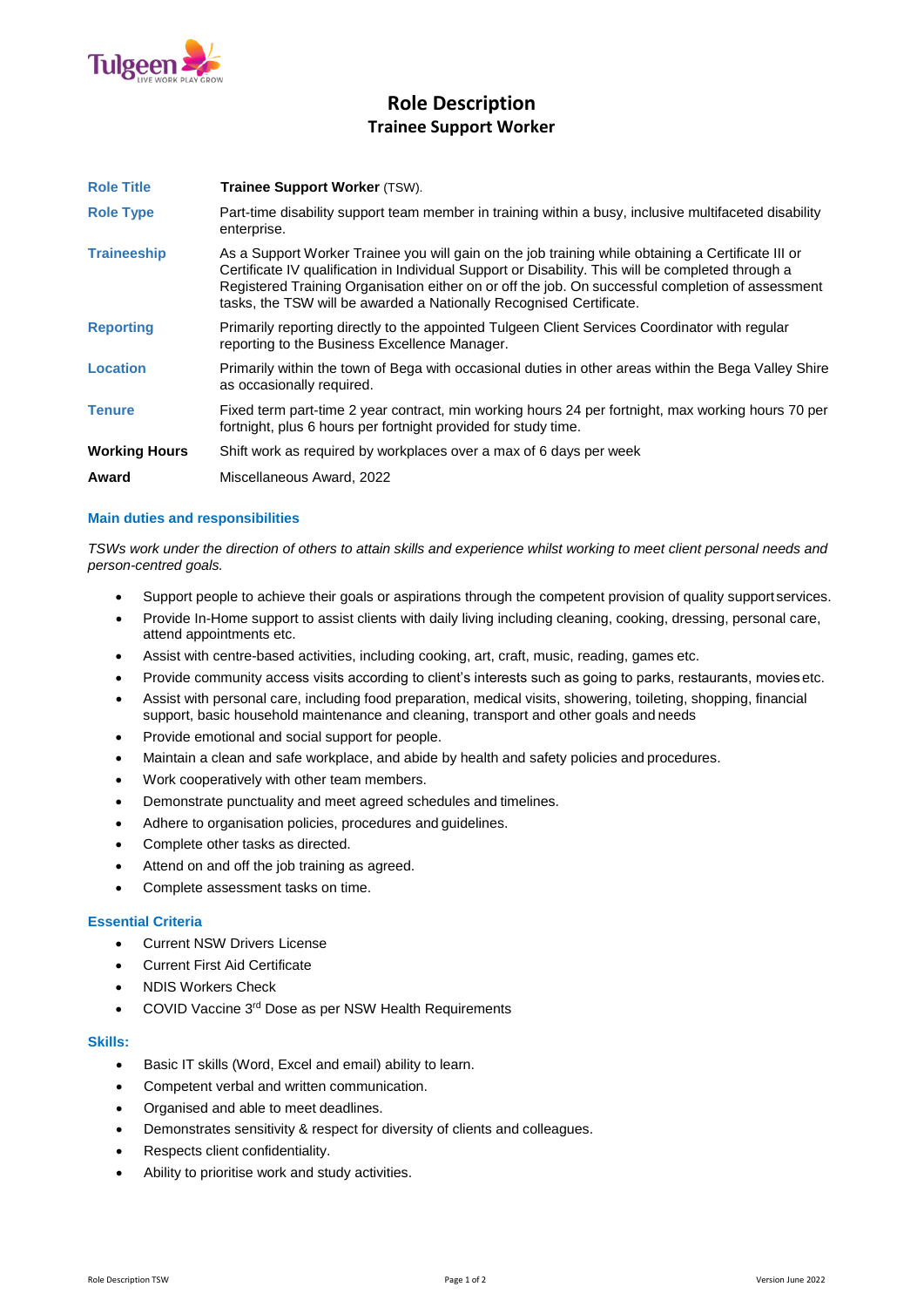# Role Description

## Trainee Support Worker

| | |
|---|---|
| **Role Title** | **Trainee Support Worker** (TSW). |
| **Role Type** | Part-time disability support team member in training within a busy, inclusive multifaceted disability enterprise. |
| **Traineeship** | As a Support Worker Trainee you will gain on the job training while obtaining a Certificate III or Certificate IV qualification in Individual Support or Disability. This will be completed through a Registered Training Organisation either on or off the job. On successful completion of assessment tasks, the TSW will be awarded a Nationally Recognised Certificate. |
| **Reporting** | Primarily reporting directly to the appointed Tulgeen Client Services Coordinator with regular reporting to the Business Excellence Manager. |
| **Location** | Primarily within the town of Bega with occasional duties in other areas within the Bega Valley Shire as occasionally required. |
| **Tenure** | Fixed term part-time 2 year contract, min working hours 24 per fortnight, max working hours 70 per fortnight, plus 6 hours per fortnight provided for study time. |
| **Working Hours** | Shift work as required by workplaces over a max of 6 days per week |
| **Award** | Miscellaneous Award, 2022 |

### Main duties and responsibilities

*TSWs work under the direction of others to attain skills and experience whilst working to meet client personal needs and person-centred goals.*

- Support people to achieve their goals or aspirations through the competent provision of quality support services.
- Provide In-Home support to assist clients with daily living including cleaning, cooking, dressing, personal care, attend appointments etc.
- Assist with centre-based activities, including cooking, art, craft, music, reading, games etc.
- Provide community access visits according to client's interests such as going to parks, restaurants, movies etc.
- Assist with personal care, including food preparation, medical visits, showering, toileting, shopping, financial support, basic household maintenance and cleaning, transport and other goals and needs
- Provide emotional and social support for people.
- Maintain a clean and safe workplace, and abide by health and safety policies and procedures.
- Work cooperatively with other team members.
- Demonstrate punctuality and meet agreed schedules and timelines.
- Adhere to organisation policies, procedures and guidelines.
- Complete other tasks as directed.
- Attend on and off the job training as agreed.
- Complete assessment tasks on time.

### Essential Criteria

- Current NSW Drivers License
- Current First Aid Certificate
- NDIS Workers Check
- COVID Vaccine 3rd Dose as per NSW Health Requirements

### Skills:

- Basic IT skills (Word, Excel and email) ability to learn.
- Competent verbal and written communication.
- Organised and able to meet deadlines.
- Demonstrates sensitivity & respect for diversity of clients and colleagues.
- Respects client confidentiality.
- Ability to prioritise work and study activities.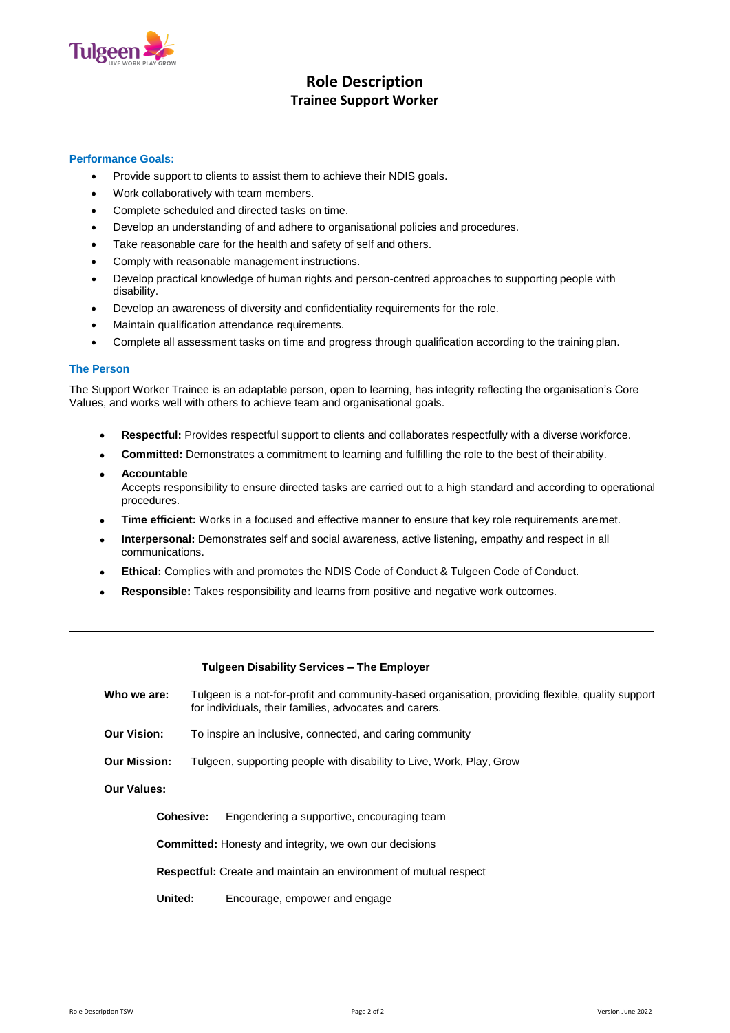# Role Description
## Trainee Support Worker

### Performance Goals:

- Provide support to clients to assist them to achieve their NDIS goals.
- Work collaboratively with team members.
- Complete scheduled and directed tasks on time.
- Develop an understanding of and adhere to organisational policies and procedures.
- Take reasonable care for the health and safety of self and others.
- Comply with reasonable management instructions.
- Develop practical knowledge of human rights and person-centred approaches to supporting people with disability.
- Develop an awareness of diversity and confidentiality requirements for the role.
- Maintain qualification attendance requirements.
- Complete all assessment tasks on time and progress through qualification according to the training plan.

### The Person

The Support Worker Trainee is an adaptable person, open to learning, has integrity reflecting the organisation's Core Values, and works well with others to achieve team and organisational goals.

- **Respectful:** Provides respectful support to clients and collaborates respectfully with a diverse workforce.
- **Committed:** Demonstrates a commitment to learning and fulfilling the role to the best of their ability.
- **Accountable**
  Accepts responsibility to ensure directed tasks are carried out to a high standard and according to operational procedures.
- **Time efficient:** Works in a focused and effective manner to ensure that key role requirements are met.
- **Interpersonal:** Demonstrates self and social awareness, active listening, empathy and respect in all communications.
- **Ethical:** Complies with and promotes the NDIS Code of Conduct & Tulgeen Code of Conduct.
- **Responsible:** Takes responsibility and learns from positive and negative work outcomes.

---

**Tulgeen Disability Services – The Employer**

**Who we are:** Tulgeen is a not-for-profit and community-based organisation, providing flexible, quality support for individuals, their families, advocates and carers.

**Our Vision:** To inspire an inclusive, connected, and caring community

**Our Mission:** Tulgeen, supporting people with disability to Live, Work, Play, Grow

**Our Values:**

**Cohesive:** Engendering a supportive, encouraging team

**Committed:** Honesty and integrity, we own our decisions

**Respectful:** Create and maintain an environment of mutual respect

**United:** Encourage, empower and engage